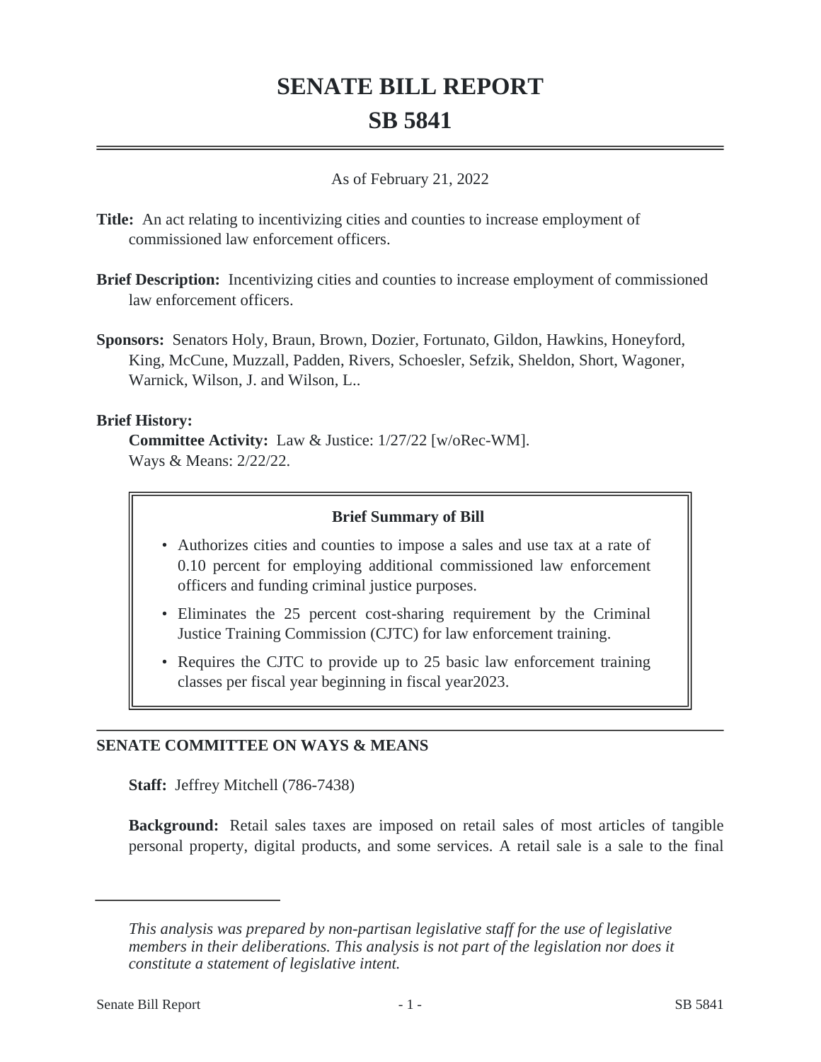# SENATE BILL REPORT

# SB 5841

As of February 21, 2022

**Title:** An act relating to incentivizing cities and counties to increase employment of commissioned law enforcement officers.

**Brief Description:** Incentivizing cities and counties to increase employment of commissioned law enforcement officers.

**Sponsors:** Senators Holy, Braun, Brown, Dozier, Fortunato, Gildon, Hawkins, Honeyford, King, McCune, Muzzall, Padden, Rivers, Schoesler, Sefzik, Sheldon, Short, Wagoner, Warnick, Wilson, J. and Wilson, L..

**Brief History:**

**Committee Activity:** Law & Justice: 1/27/22 [w/oRec-WM].
Ways & Means: 2/22/22.

**Brief Summary of Bill**

- Authorizes cities and counties to impose a sales and use tax at a rate of 0.10 percent for employing additional commissioned law enforcement officers and funding criminal justice purposes.
- Eliminates the 25 percent cost-sharing requirement by the Criminal Justice Training Commission (CJTC) for law enforcement training.
- Requires the CJTC to provide up to 25 basic law enforcement training classes per fiscal year beginning in fiscal year2023.

## SENATE COMMITTEE ON WAYS & MEANS

**Staff:** Jeffrey Mitchell (786-7438)

**Background:** Retail sales taxes are imposed on retail sales of most articles of tangible personal property, digital products, and some services. A retail sale is a sale to the final

*This analysis was prepared by non-partisan legislative staff for the use of legislative members in their deliberations. This analysis is not part of the legislation nor does it constitute a statement of legislative intent.*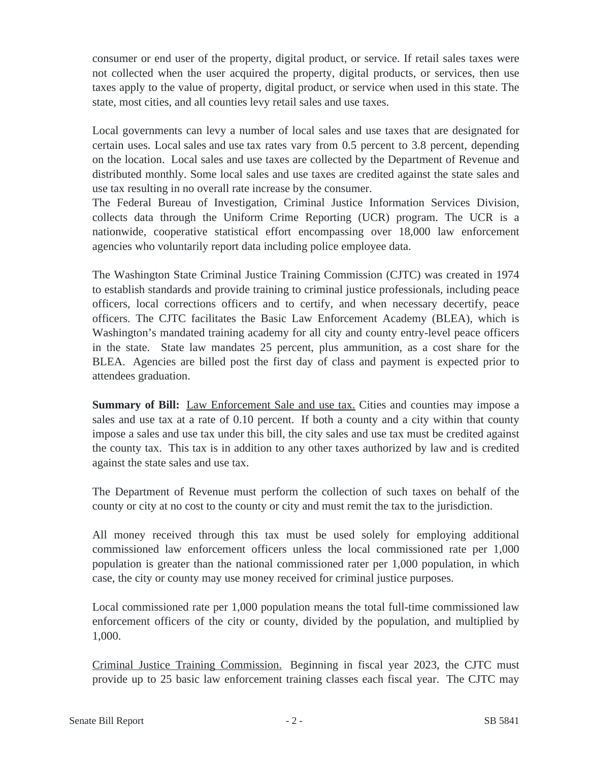consumer or end user of the property, digital product, or service. If retail sales taxes were not collected when the user acquired the property, digital products, or services, then use taxes apply to the value of property, digital product, or service when used in this state. The state, most cities, and all counties levy retail sales and use taxes.

Local governments can levy a number of local sales and use taxes that are designated for certain uses. Local sales and use tax rates vary from 0.5 percent to 3.8 percent, depending on the location. Local sales and use taxes are collected by the Department of Revenue and distributed monthly. Some local sales and use taxes are credited against the state sales and use tax resulting in no overall rate increase by the consumer.

The Federal Bureau of Investigation, Criminal Justice Information Services Division, collects data through the Uniform Crime Reporting (UCR) program. The UCR is a nationwide, cooperative statistical effort encompassing over 18,000 law enforcement agencies who voluntarily report data including police employee data.

The Washington State Criminal Justice Training Commission (CJTC) was created in 1974 to establish standards and provide training to criminal justice professionals, including peace officers, local corrections officers and to certify, and when necessary decertify, peace officers. The CJTC facilitates the Basic Law Enforcement Academy (BLEA), which is Washington's mandated training academy for all city and county entry-level peace officers in the state. State law mandates 25 percent, plus ammunition, as a cost share for the BLEA. Agencies are billed post the first day of class and payment is expected prior to attendees graduation.

**Summary of Bill:** Law Enforcement Sale and use tax. Cities and counties may impose a sales and use tax at a rate of 0.10 percent. If both a county and a city within that county impose a sales and use tax under this bill, the city sales and use tax must be credited against the county tax. This tax is in addition to any other taxes authorized by law and is credited against the state sales and use tax.

The Department of Revenue must perform the collection of such taxes on behalf of the county or city at no cost to the county or city and must remit the tax to the jurisdiction.

All money received through this tax must be used solely for employing additional commissioned law enforcement officers unless the local commissioned rate per 1,000 population is greater than the national commissioned rater per 1,000 population, in which case, the city or county may use money received for criminal justice purposes.

Local commissioned rate per 1,000 population means the total full-time commissioned law enforcement officers of the city or county, divided by the population, and multiplied by 1,000.

Criminal Justice Training Commission. Beginning in fiscal year 2023, the CJTC must provide up to 25 basic law enforcement training classes each fiscal year. The CJTC may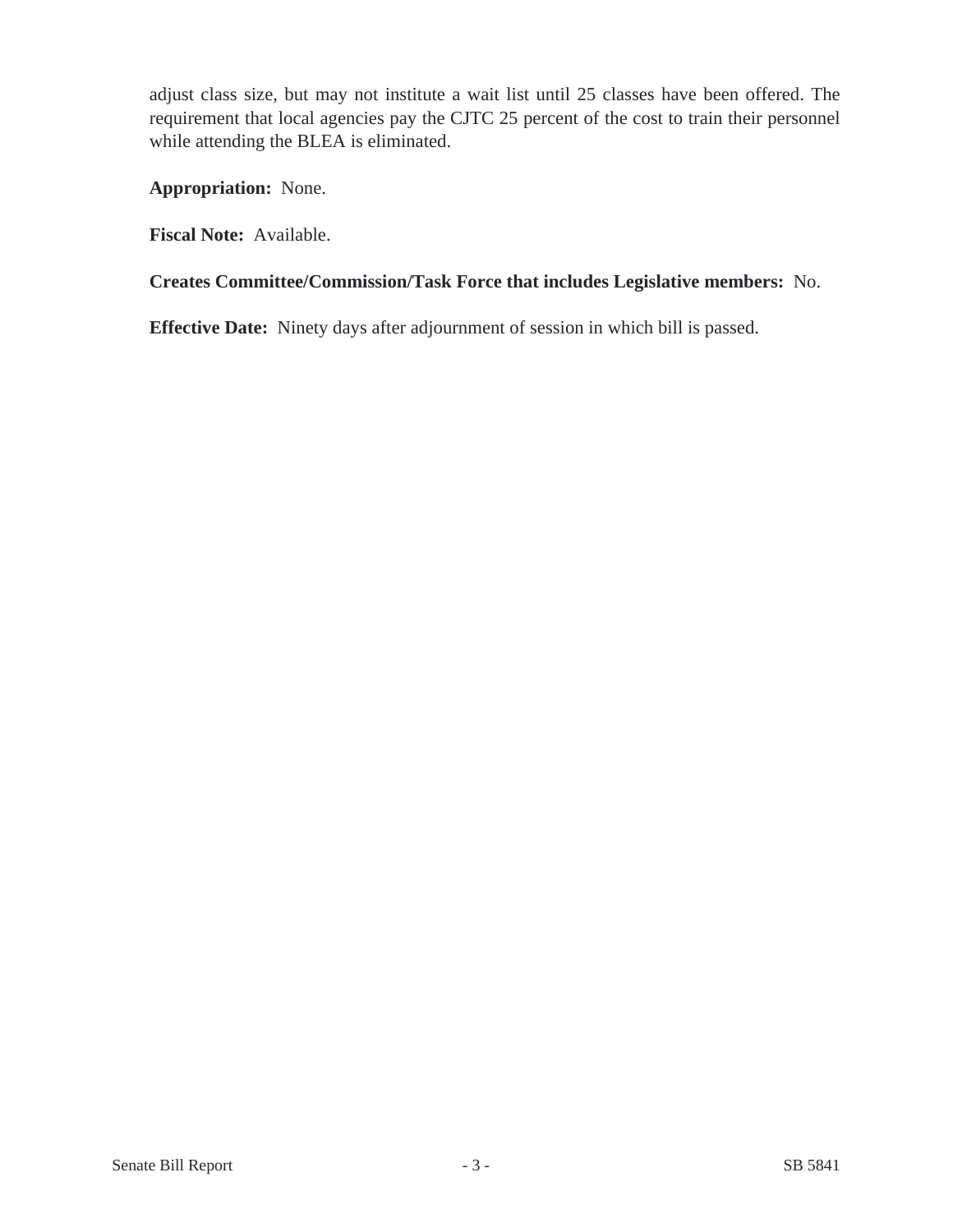adjust class size, but may not institute a wait list until 25 classes have been offered. The requirement that local agencies pay the CJTC 25 percent of the cost to train their personnel while attending the BLEA is eliminated.

**Appropriation:** None.

**Fiscal Note:** Available.

**Creates Committee/Commission/Task Force that includes Legislative members:** No.

**Effective Date:** Ninety days after adjournment of session in which bill is passed.